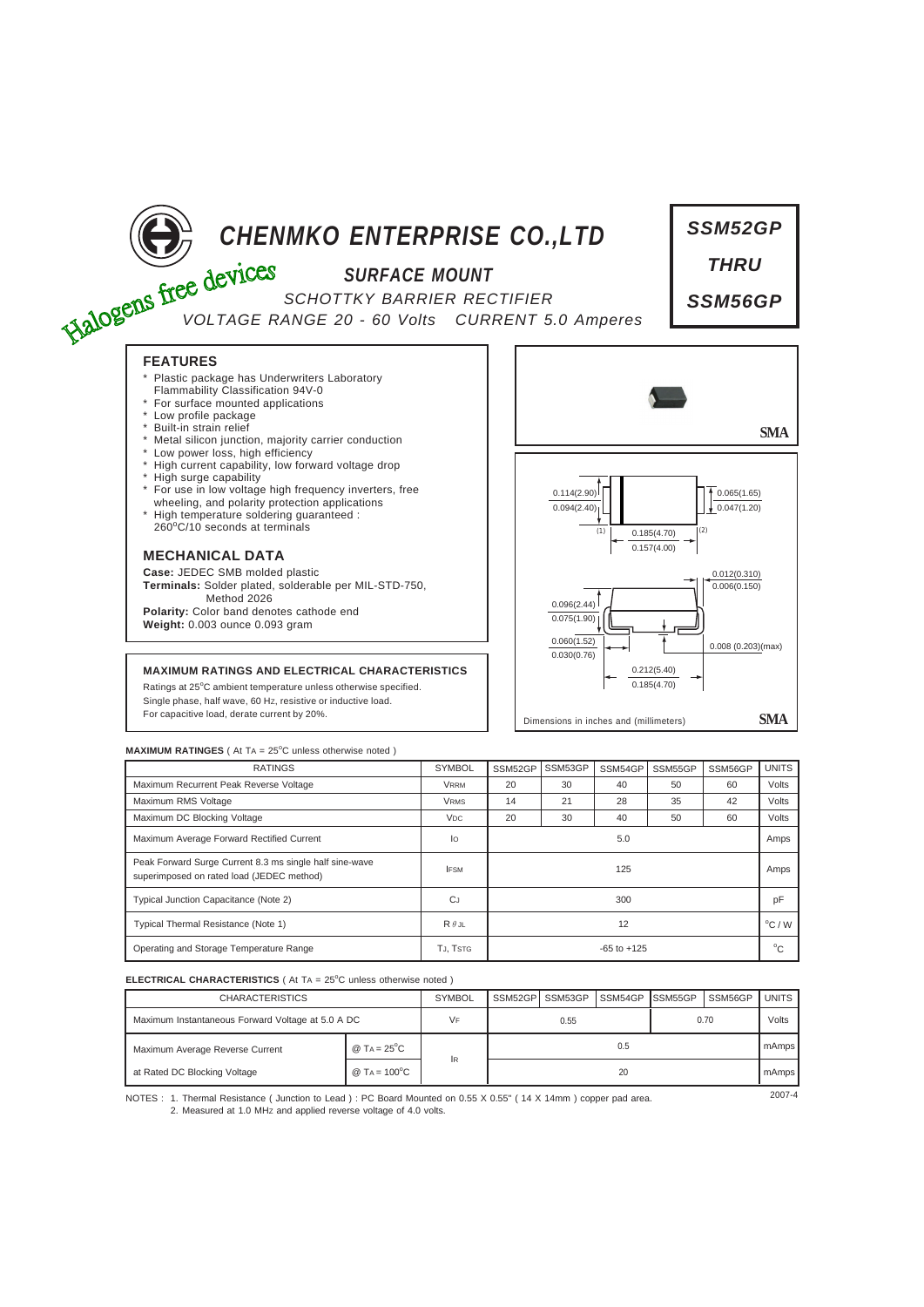# CHENMKO ENTERPRISE CO.,LTD

Halogens free devices

## SURFACE MOUNT

SCHOTTKY BARRIER RECTIFIER

VOLTAGE RANGE 20 - 60 Volts CURRENT 5.0 Amperes

**SSM52GP THRU SSM56GP**

### FEATURES

- Plastic package has Underwriters Laboratory Flammability Classification 94V-0
- For surface mounted applications
- Low profile package
- Built-in strain relief
- Metal silicon junction, majority carrier conduction
- Low power loss, high efficiency
- High current capability, low forward voltage drop
- High surge capability
- For use in low voltage high frequency inverters, free wheeling, and polarity protection applications
- High temperature soldering guaranteed : 260°C/10 seconds at terminals

### MECHANICAL DATA

**Case:** JEDEC SMB molded plastic
**Terminals:** Solder plated, solderable per MIL-STD-750, Method 2026
**Polarity:** Color band denotes cathode end
**Weight:** 0.003 ounce 0.093 gram

SMA

0.114(2.90) / 0.094(2.40); 0.065(1.65) / 0.047(1.20); 0.185(4.70) / 0.157(4.00); 0.012(0.310) / 0.006(0.150); 0.096(2.44) / 0.075(1.90); 0.060(1.52) / 0.030(0.76); 0.008 (0.203)(max); 0.212(5.40) / 0.185(4.70)

Dimensions in inches and (millimeters) SMA

### MAXIMUM RATINGS AND ELECTRICAL CHARACTERISTICS

Ratings at 25°C ambient temperature unless otherwise specified.
Single phase, half wave, 60 Hz, resistive or inductive load.
For capacitive load, derate current by 20%.

**MAXIMUM RATINGES** ( At $T_A$ = 25°C unless otherwise noted )

| RATINGS | SYMBOL | SSM52GP | SSM53GP | SSM54GP | SSM55GP | SSM56GP | UNITS |
|---|---|---|---|---|---|---|---|
| Maximum Recurrent Peak Reverse Voltage | $V_{RRM}$ | 20 | 30 | 40 | 50 | 60 | Volts |
| Maximum RMS Voltage | $V_{RMS}$ | 14 | 21 | 28 | 35 | 42 | Volts |
| Maximum DC Blocking Voltage | $V_{DC}$ | 20 | 30 | 40 | 50 | 60 | Volts |
| Maximum Average Forward Rectified Current | $I_O$ | 5.0 | | | | | Amps |
| Peak Forward Surge Current 8.3 ms single half sine-wave superimposed on rated load (JEDEC method) | $I_{FSM}$ | 125 | | | | | Amps |
| Typical Junction Capacitance (Note 2) | $C_J$ | 300 | | | | | pF |
| Typical Thermal Resistance (Note 1) | $R_{\theta JL}$ | 12 | | | | | °C / W |
| Operating and Storage Temperature Range | $T_J$, $T_{STG}$ | -65 to +125 | | | | | °C |

**ELECTRICAL CHARACTERISTICS** ( At $T_A$ = 25°C unless otherwise noted )

| CHARACTERISTICS | | SYMBOL | SSM52GP | SSM53GP | SSM54GP | SSM55GP | SSM56GP | UNITS |
|---|---|---|---|---|---|---|---|---|
| Maximum Instantaneous Forward Voltage at 5.0 A DC | | $V_F$ | 0.55 | | | 0.70 | | Volts |
| Maximum Average Reverse Current | @ $T_A$ = 25°C | $I_R$ | 0.5 | | | | | mAmps |
| at Rated DC Blocking Voltage | @ $T_A$ = 100°C | | 20 | | | | | mAmps |

NOTES : 1. Thermal Resistance ( Junction to Lead ) : PC Board Mounted on 0.55 X 0.55" ( 14 X 14mm ) copper pad area.
2. Measured at 1.0 MHz and applied reverse voltage of 4.0 volts.

2007-4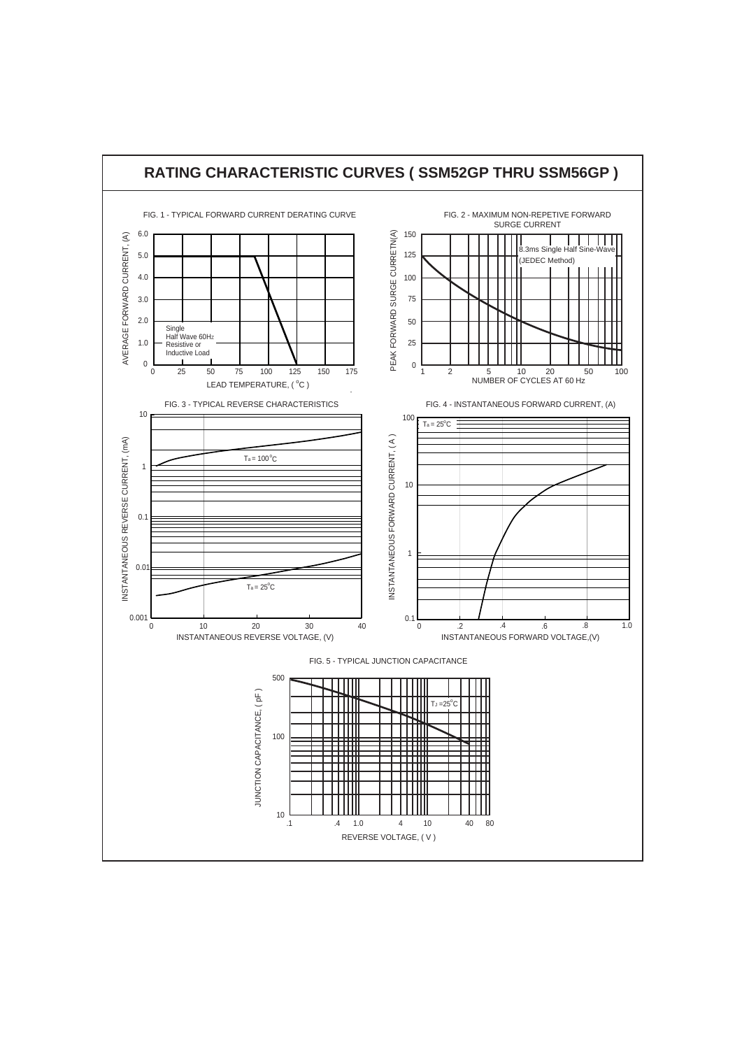# RATING CHARACTERISTIC CURVES ( SSM52GP THRU SSM56GP )

FIG. 1 - TYPICAL FORWARD CURRENT DERATING CURVE

AVERAGE FORWARD CURRENT, (A)

6.0
5.0
4.0
3.0
2.0
1.0
0

Single
Half Wave 60Hz
Resistive or
Inductive Load

0 25 50 75 100 125 150 175

LEAD TEMPERATURE, ( °C )

FIG. 2 - MAXIMUM NON-REPETIVE FORWARD SURGE CURRENT

PEAK FORWARD SURGE CURRETN(A)

150
125
100
75
50
25
0

8.3ms Single Half Sine-Wave
(JEDEC Method)

1 2 5 10 20 50 100

NUMBER OF CYCLES AT 60 Hz

FIG. 3 - TYPICAL REVERSE CHARACTERISTICS

INSTANTANEOUS REVERSE CURRENT, (mA)

10
1
0.1
0.01
0.001

Ta = 100°C

Ta = 25°C

0 10 20 30 40

INSTANTANEOUS REVERSE VOLTAGE, (V)

FIG. 4 - INSTANTANEOUS FORWARD CURRENT, (A)

INSTANTANEOUS FORWARD CURRENT, ( A )

100
10
1
0.1

Ta = 25°C

0 .2 .4 .6 .8 1.0

INSTANTANEOUS FORWARD VOLTAGE,(V)

FIG. 5 - TYPICAL JUNCTION CAPACITANCE

JUNCTION CAPACITANCE, ( pF )

500
100
10

TJ =25°C

.1 .4 1.0 4 10 40 80

REVERSE VOLTAGE, ( V )